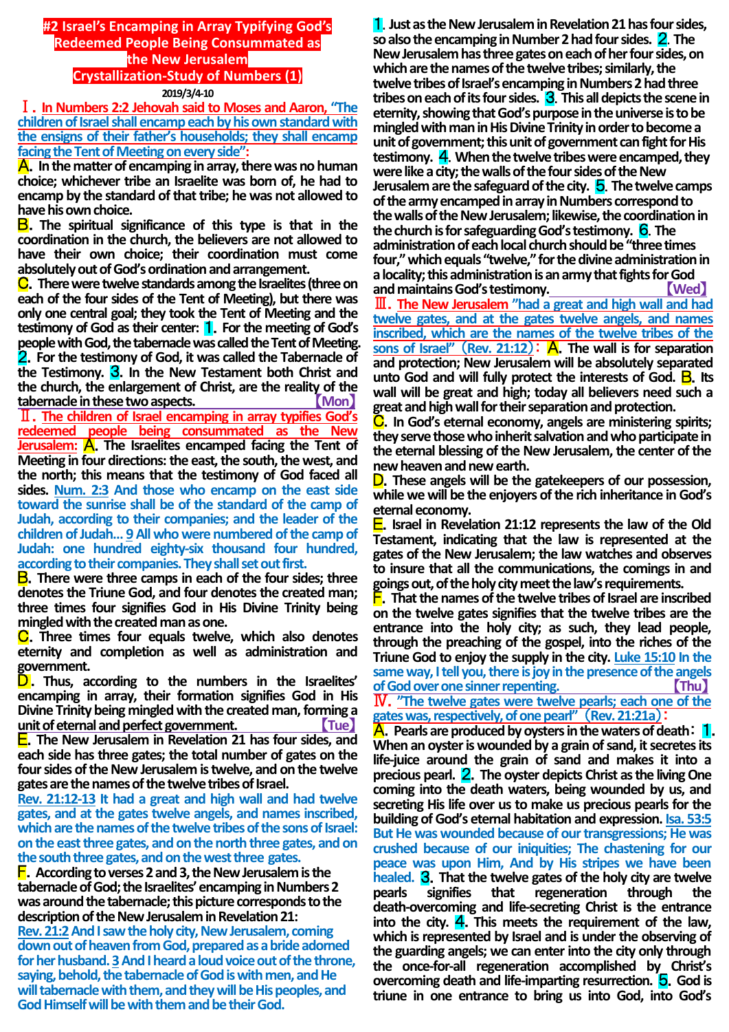# #2 Israel's Encamping in Array Typifying God's Redeemed People Being Consummated as the New Jerusalem

## Crystallization-Study of Numbers (1)

2019/3/4-10

**Ⅰ. In Numbers 2:2 Jehovah said to Moses and Aaron, "The children of Israel shall encamp each by his own standard with the ensigns of their father's households; they shall encamp facing the Tent of Meeting on every side":**

**A.** In the matter of encamping in array, there was no human choice; whichever tribe an Israelite was born of, he had to encamp by the standard of that tribe; he was not allowed to have his own choice.

**B.** The spiritual significance of this type is that in the coordination in the church, the believers are not allowed to have their own choice; their coordination must come absolutely out of God's ordination and arrangement.

**C.** There were twelve standards among the Israelites (three on each of the four sides of the Tent of Meeting), but there was only one central goal; they took the Tent of Meeting and the testimony of God as their center: **1.** For the meeting of God's people with God, the tabernacle was called the Tent of Meeting. **2.** For the testimony of God, it was called the Tabernacle of the Testimony. **3.** In the New Testament both Christ and the church, the enlargement of Christ, are the reality of the tabernacle in these two aspects. 【Mon】

**Ⅱ. The children of Israel encamping in array typifies God's redeemed people being consummated as the New Jerusalem:** **A.** The Israelites encamped facing the Tent of Meeting in four directions: the east, the south, the west, and the north; this means that the testimony of God faced all sides. **Num. 2:3 And those who encamp on the east side toward the sunrise shall be of the standard of the camp of Judah, according to their companies; and the leader of the children of Judah… 9 All who were numbered of the camp of Judah: one hundred eighty-six thousand four hundred, according to their companies. They shall set out first.**

**B.** There were three camps in each of the four sides; three denotes the Triune God, and four denotes the created man; three times four signifies God in His Divine Trinity being mingled with the created man as one.

**C.** Three times four equals twelve, which also denotes eternity and completion as well as administration and government.

**D.** Thus, according to the numbers in the Israelites' encamping in array, their formation signifies God in His Divine Trinity being mingled with the created man, forming a unit of eternal and perfect government. 【Tue】

**E.** The New Jerusalem in Revelation 21 has four sides, and each side has three gates; the total number of gates on the four sides of the New Jerusalem is twelve, and on the twelve gates are the names of the twelve tribes of Israel.

**Rev. 21:12-13 It had a great and high wall and had twelve gates, and at the gates twelve angels, and names inscribed, which are the names of the twelve tribes of the sons of Israel: on the east three gates, and on the north three gates, and on the south three gates, and on the west three gates.**

**F.** According to verses 2 and 3, the New Jerusalem is the tabernacle of God; the Israelites' encamping in Numbers 2 was around the tabernacle; this picture corresponds to the description of the New Jerusalem in Revelation 21:

**Rev. 21:2 And I saw the holy city, New Jerusalem, coming down out of heaven from God, prepared as a bride adorned for her husband. 3 And I heard a loud voice out of the throne, saying, behold, the tabernacle of God is with men, and He will tabernacle with them, and they will be His peoples, and God Himself will be with them and be their God.**

**1.** Just as the New Jerusalem in Revelation 21 has four sides, so also the encamping in Number 2 had four sides. **2.** The New Jerusalem has three gates on each of her four sides, on which are the names of the twelve tribes; similarly, the twelve tribes of Israel's encamping in Numbers 2 had three tribes on each of its four sides. **3.** This all depicts the scene in eternity, showing that God's purpose in the universe is to be mingled with man in His Divine Trinity in order to become a unit of government; this unit of government can fight for His testimony. **4.** When the twelve tribes were encamped, they were like a city; the walls of the four sides of the New Jerusalem are the safeguard of the city. **5.** The twelve camps of the army encamped in array in Numbers correspond to the walls of the New Jerusalem; likewise, the coordination in the church is for safeguarding God's testimony. **6.** The administration of each local church should be "three times four," which equals "twelve," for the divine administration in a locality; this administration is an army that fights for God and maintains God's testimony. 【Wed】

**Ⅲ. The New Jerusalem "had a great and high wall and had twelve gates, and at the gates twelve angels, and names inscribed, which are the names of the twelve tribes of the sons of Israel" (Rev. 21:12):** **A.** The wall is for separation and protection; New Jerusalem will be absolutely separated unto God and will fully protect the interests of God. **B.** Its wall will be great and high; today all believers need such a great and high wall for their separation and protection.

**C.** In God's eternal economy, angels are ministering spirits; they serve those who inherit salvation and who participate in the eternal blessing of the New Jerusalem, the center of the new heaven and new earth.

**D.** These angels will be the gatekeepers of our possession, while we will be the enjoyers of the rich inheritance in God's eternal economy.

**E.** Israel in Revelation 21:12 represents the law of the Old Testament, indicating that the law is represented at the gates of the New Jerusalem; the law watches and observes to insure that all the communications, the comings in and goings out, of the holy city meet the law's requirements.

**F.** That the names of the twelve tribes of Israel are inscribed on the twelve gates signifies that the twelve tribes are the entrance into the holy city; as such, they lead people, through the preaching of the gospel, into the riches of the Triune God to enjoy the supply in the city. **Luke 15:10 In the same way, I tell you, there is joy in the presence of the angels of God over one sinner repenting.** 【Thu】

**Ⅳ. "The twelve gates were twelve pearls; each one of the gates was, respectively, of one pearl" (Rev. 21:21a):**

**A.** Pearls are produced by oysters in the waters of death: **1.** When an oyster is wounded by a grain of sand, it secretes its life-juice around the grain of sand and makes it into a precious pearl. **2.** The oyster depicts Christ as the living One coming into the death waters, being wounded by us, and secreting His life over us to make us precious pearls for the building of God's eternal habitation and expression. **Isa. 53:5 But He was wounded because of our transgressions; He was crushed because of our iniquities; The chastening for our peace was upon Him, And by His stripes we have been healed.** **3.** That the twelve gates of the holy city are twelve pearls signifies that regeneration through the death-overcoming and life-secreting Christ is the entrance into the city. **4.** This meets the requirement of the law, which is represented by Israel and is under the observing of the guarding angels; we can enter into the city only through the once-for-all regeneration accomplished by Christ's overcoming death and life-imparting resurrection. **5.** God is triune in one entrance to bring us into God, into God's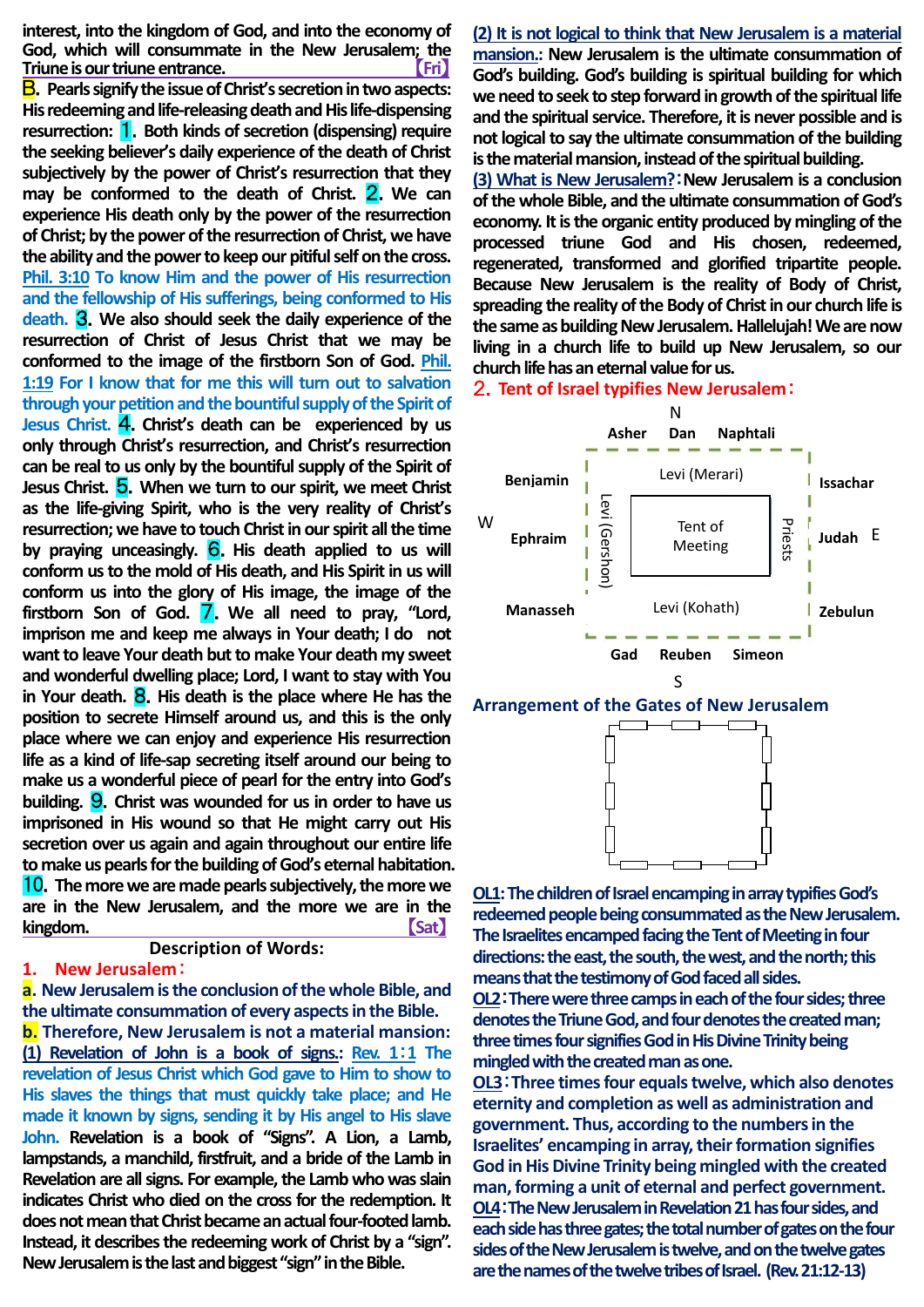interest, into the kingdom of God, and into the economy of God, which will consummate in the New Jerusalem; the Triune is our triune entrance. 【Fri】

**B. Pearls signify the issue of Christ's secretion in two aspects: His redeeming and life-releasing death and His life-dispensing resurrection: 1. Both kinds of secretion (dispensing) require the seeking believer's daily experience of the death of Christ subjectively by the power of Christ's resurrection that they may be conformed to the death of Christ. 2. We can experience His death only by the power of the resurrection of Christ; by the power of the resurrection of Christ, we have the ability and the power to keep our pitiful self on the cross.** Phil. 3:10 To know Him and the power of His resurrection and the fellowship of His sufferings, being conformed to His death. **3. We also should seek the daily experience of the resurrection of Christ of Jesus Christ that we may be conformed to the image of the firstborn Son of God.** Phil. 1:19 For I know that for me this will turn out to salvation through your petition and the bountiful supply of the Spirit of Jesus Christ. **4. Christ's death can be experienced by us only through Christ's resurrection, and Christ's resurrection can be real to us only by the bountiful supply of the Spirit of Jesus Christ. 5. When we turn to our spirit, we meet Christ as the life-giving Spirit, who is the very reality of Christ's resurrection; we have to touch Christ in our spirit all the time by praying unceasingly. 6. His death applied to us will conform us to the mold of His death, and His Spirit in us will conform us into the glory of His image, the image of the firstborn Son of God. 7. We all need to pray, "Lord, imprison me and keep me always in Your death; I do not want to leave Your death but to make Your death my sweet and wonderful dwelling place; Lord, I want to stay with You in Your death. 8. His death is the place where He has the position to secrete Himself around us, and this is the only place where we can enjoy and experience His resurrection life as a kind of life-sap secreting itself around our being to make us a wonderful piece of pearl for the entry into God's building. 9. Christ was wounded for us in order to have us imprisoned in His wound so that He might carry out His secretion over us again and again throughout our entire life to make us pearls for the building of God's eternal habitation. 10. The more we are made pearls subjectively, the more we are in the New Jerusalem, and the more we are in the kingdom.** 【Sat】

## Description of Words:

### 1. New Jerusalem：

**a. New Jerusalem is the conclusion of the whole Bible, and the ultimate consummation of every aspects in the Bible.**

**b. Therefore, New Jerusalem is not a material mansion:**

**(1) Revelation of John is a book of signs.:** Rev. 1:1 The revelation of Jesus Christ which God gave to Him to show to His slaves the things that must quickly take place; and He made it known by signs, sending it by His angel to His slave John. **Revelation is a book of "Signs". A Lion, a Lamb, lampstands, a manchild, firstfruit, and a bride of the Lamb in Revelation are all signs. For example, the Lamb who was slain indicates Christ who died on the cross for the redemption. It does not mean that Christ became an actual four-footed lamb. Instead, it describes the redeeming work of Christ by a "sign". New Jerusalem is the last and biggest "sign" in the Bible.**

**(2) It is not logical to think that New Jerusalem is a material mansion.: New Jerusalem is the ultimate consummation of God's building. God's building is spiritual building for which we need to seek to step forward in growth of the spiritual life and the spiritual service. Therefore, it is never possible and is not logical to say the ultimate consummation of the building is the material mansion, instead of the spiritual building.**

**(3) What is New Jerusalem?：New Jerusalem is a conclusion of the whole Bible, and the ultimate consummation of God's economy. It is the organic entity produced by mingling of the processed triune God and His chosen, redeemed, regenerated, transformed and glorified tripartite people. Because New Jerusalem is the reality of Body of Christ, spreading the reality of the Body of Christ in our church life is the same as building New Jerusalem. Hallelujah! We are now living in a church life to build up New Jerusalem, so our church life has an eternal value for us.**

### 2. Tent of Israel typifies New Jerusalem：

N
Asher Dan Naphtali
Benjamin Levi (Merari) Issachar
W Ephraim Levi (Gershon) Tent of Meeting Priests Judah E
Manasseh Levi (Kohath) Zebulun
Gad Reuben Simeon
S

**Arrangement of the Gates of New Jerusalem**

**OL1: The children of Israel encamping in array typifies God's redeemed people being consummated as the New Jerusalem. The Israelites encamped facing the Tent of Meeting in four directions: the east, the south, the west, and the north; this means that the testimony of God faced all sides.**

**OL2：There were three camps in each of the four sides; three denotes the Triune God, and four denotes the created man; three times four signifies God in His Divine Trinity being mingled with the created man as one.**

**OL3：Three times four equals twelve, which also denotes eternity and completion as well as administration and government. Thus, according to the numbers in the Israelites' encamping in array, their formation signifies God in His Divine Trinity being mingled with the created man, forming a unit of eternal and perfect government.**

**OL4：The New Jerusalem in Revelation 21 has four sides, and each side has three gates; the total number of gates on the four sides of the New Jerusalem is twelve, and on the twelve gates are the names of the twelve tribes of Israel. (Rev. 21:12-13)**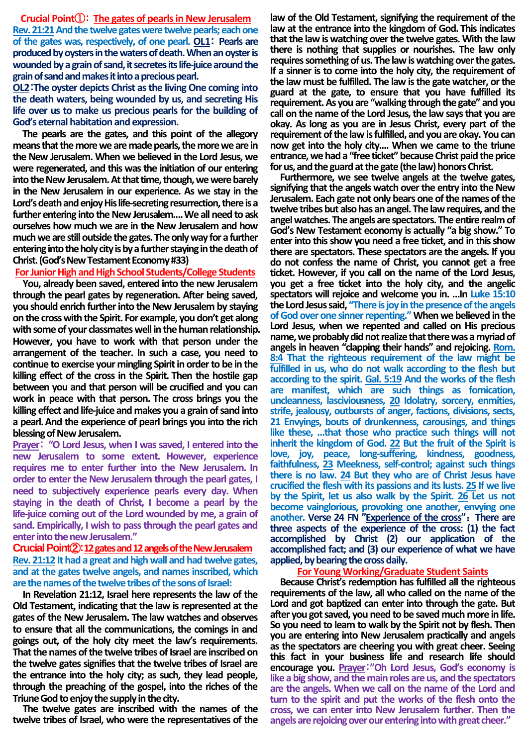## Crucial Point①：The gates of pearls in New Jerusalem

**Rev. 21:21 And the twelve gates were twelve pearls; each one of the gates was, respectively, of one pearl. OL1：Pearls are produced by oysters in the waters of death. When an oyster is wounded by a grain of sand, it secretes its life-juice around the grain of sand and makes it into a precious pearl.**

**OL2：The oyster depicts Christ as the living One coming into the death waters, being wounded by us, and secreting His life over us to make us precious pearls for the building of God's eternal habitation and expression.**

The pearls are the gates, and this point of the allegory means that the more we are made pearls, the more we are in the New Jerusalem. When we believed in the Lord Jesus, we were regenerated, and this was the initiation of our entering into the New Jerusalem. At that time, though, we were barely in the New Jerusalem in our experience. As we stay in the Lord's death and enjoy His life-secreting resurrection, there is a further entering into the New Jerusalem.... We all need to ask ourselves how much we are in the New Jerusalem and how much we are still outside the gates. The only way for a further entering into the holy city is by a further staying in the death of Christ. (God's New Testament Economy #33)

### For Junior High and High School Students/College Students

You, already been saved, entered into the new Jerusalem through the pearl gates by regeneration. After being saved, you should enrich further into the New Jerusalem by staying on the cross with the Spirit. For example, you don't get along with some of your classmates well in the human relationship. However, you have to work with that person under the arrangement of the teacher. In such a case, you need to continue to exercise your mingling Spirit in order to be in the killing effect of the cross in the Spirit. Then the hostile gap between you and that person will be crucified and you can work in peace with that person. The cross brings you the killing effect and life-juice and makes you a grain of sand into a pearl. And the experience of pearl brings you into the rich blessing of New Jerusalem.

**Prayer：“O Lord Jesus, when I was saved, I entered into the new Jerusalem to some extent. However, experience requires me to enter further into the New Jerusalem. In order to enter the New Jerusalem through the pearl gates, I need to subjectively experience pearls every day. When staying in the death of Christ, I become a pearl by the life-juice coming out of the Lord wounded by me, a grain of sand. Empirically, I wish to pass through the pearl gates and enter into the new Jerusalem.”**

## Crucial Point②：12 gates and 12 angels of the New Jerusalem

**Rev. 21:12 It had a great and high wall and had twelve gates, and at the gates twelve angels, and names inscribed, which are the names of the twelve tribes of the sons of Israel:**

In Revelation 21:12, Israel here represents the law of the Old Testament, indicating that the law is represented at the gates of the New Jerusalem. The law watches and observes to ensure that all the communications, the comings in and goings out, of the holy city meet the law's requirements. That the names of the twelve tribes of Israel are inscribed on the twelve gates signifies that the twelve tribes of Israel are the entrance into the holy city; as such, they lead people, through the preaching of the gospel, into the riches of the Triune God to enjoy the supply in the city.

The twelve gates are inscribed with the names of the twelve tribes of Israel, who were the representatives of the law of the Old Testament, signifying the requirement of the law at the entrance into the kingdom of God. This indicates that the law is watching over the twelve gates. With the law there is nothing that supplies or nourishes. The law only requires something of us. The law is watching over the gates. If a sinner is to come into the holy city, the requirement of the law must be fulfilled. The law is the gate watcher, or the guard at the gate, to ensure that you have fulfilled its requirement. As you are “walking through the gate” and you call on the name of the Lord Jesus, the law says that you are okay. As long as you are in Jesus Christ, every part of the requirement of the law is fulfilled, and you are okay. You can now get into the holy city.... When we came to the triune entrance, we had a “free ticket” because Christ paid the price for us, and the guard at the gate (the law) honors Christ.

Furthermore, we see twelve angels at the twelve gates, signifying that the angels watch over the entry into the New Jerusalem. Each gate not only bears one of the names of the twelve tribes but also has an angel. The law requires, and the angel watches. The angels are spectators. The entire realm of God's New Testament economy is actually “a big show.” To enter into this show you need a free ticket, and in this show there are spectators. These spectators are the angels. If you do not confess the name of Christ, you cannot get a free ticket. However, if you call on the name of the Lord Jesus, you get a free ticket into the holy city, and the angelic spectators will rejoice and welcome you in. ...In **Luke 15:10** the Lord Jesus said, **“There is joy in the presence of the angels of God over one sinner repenting.”** When we believed in the Lord Jesus, when we repented and called on His precious name, we probably did not realize that there was a myriad of angels in heaven “clapping their hands” and rejoicing. **Rom. 8:4 That the righteous requirement of the law might be fulfilled in us, who do not walk according to the flesh but according to the spirit. Gal. 5:19 And the works of the flesh are manifest, which are such things as fornication, uncleanness, lasciviousness, 20 Idolatry, sorcery, enmities, strife, jealousy, outbursts of anger, factions, divisions, sects, 21 Envyings, bouts of drunkenness, carousings, and things like these, ...that those who practice such things will not inherit the kingdom of God. 22 But the fruit of the Spirit is love, joy, peace, long-suffering, kindness, goodness, faithfulness, 23 Meekness, self-control; against such things there is no law. 24 But they who are of Christ Jesus have crucified the flesh with its passions and its lusts. 25 If we live by the Spirit, let us also walk by the Spirit. 26 Let us not become vainglorious, provoking one another, envying one another.** Verse 24 FN “Experience of the cross”：There are three aspects of the experience of the cross: (1) the fact accomplished by Christ (2) our application of the accomplished fact; and (3) our experience of what we have applied, by bearing the cross daily.

### For Young Working/Graduate Student Saints

Because Christ's redemption has fulfilled all the righteous requirements of the law, all who called on the name of the Lord and got baptized can enter into through the gate. But after you got saved, you need to be saved much more in life. So you need to learn to walk by the Spirit not by flesh. Then you are entering into New Jerusalem practically and angels as the spectators are cheering you with great cheer. Seeing this fact in your business life and research life should encourage you. **Prayer：“Oh Lord Jesus, God's economy is like a big show, and the main roles are us, and the spectators are the angels. When we call on the name of the Lord and turn to the spirit and put the works of the flesh onto the cross, we can enter into New Jerusalem further. Then the angels are rejoicing over our entering into with great cheer.”**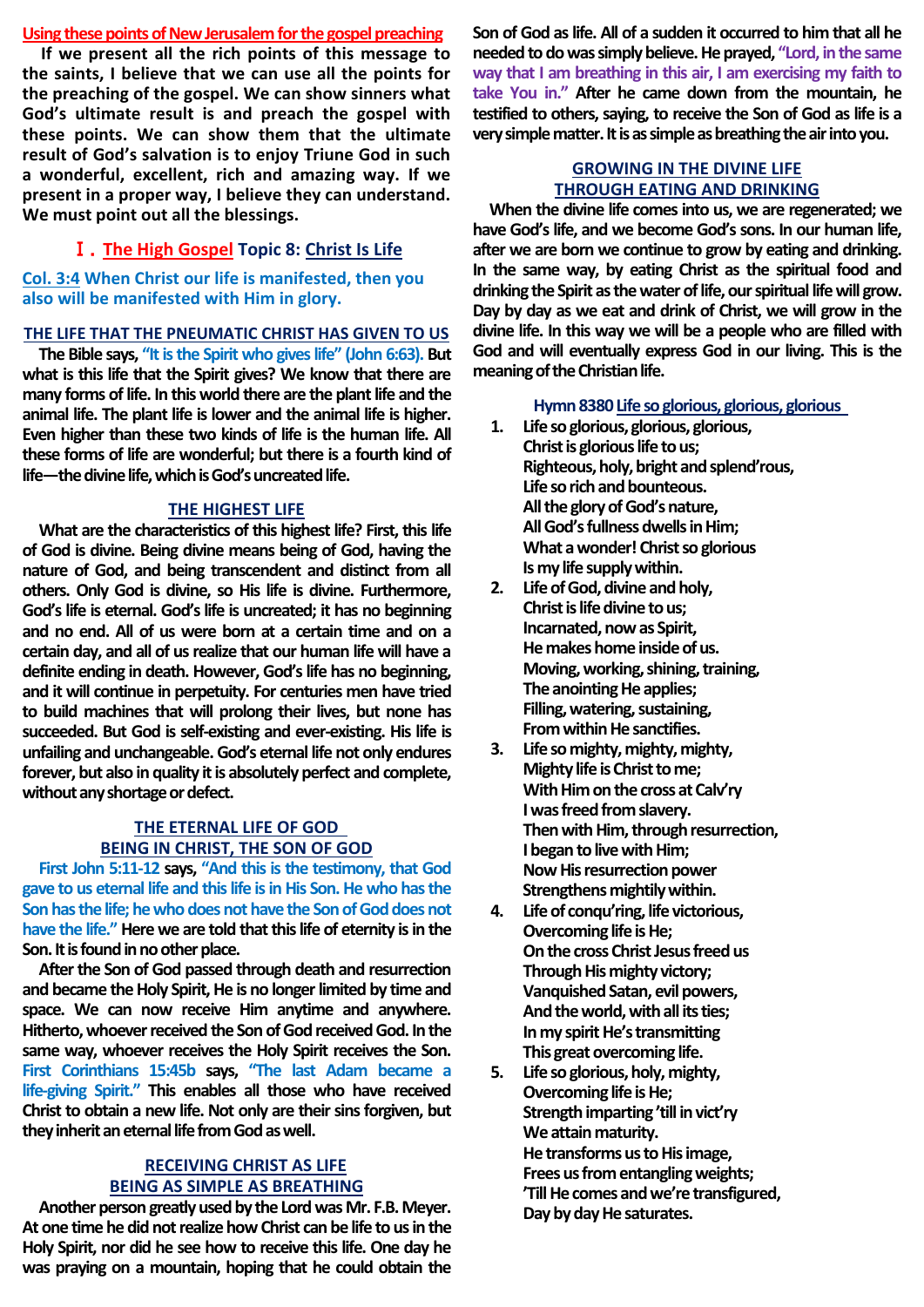## Using these points of New Jerusalem for the gospel preaching

**If we present all the rich points of this message to the saints, I believe that we can use all the points for the preaching of the gospel. We can show sinners what God's ultimate result is and preach the gospel with these points. We can show them that the ultimate result of God's salvation is to enjoy Triune God in such a wonderful, excellent, rich and amazing way. If we present in a proper way, I believe they can understand. We must point out all the blessings.**

## Ⅰ. The High Gospel Topic 8: Christ Is Life

**Col. 3:4 When Christ our life is manifested, then you also will be manifested with Him in glory.**

### THE LIFE THAT THE PNEUMATIC CHRIST HAS GIVEN TO US

**The Bible says, "It is the Spirit who gives life" (John 6:63). But what is this life that the Spirit gives? We know that there are many forms of life. In this world there are the plant life and the animal life. The plant life is lower and the animal life is higher. Even higher than these two kinds of life is the human life. All these forms of life are wonderful; but there is a fourth kind of life—the divine life, which is God's uncreated life.**

### THE HIGHEST LIFE

**What are the characteristics of this highest life? First, this life of God is divine. Being divine means being of God, having the nature of God, and being transcendent and distinct from all others. Only God is divine, so His life is divine. Furthermore, God's life is eternal. God's life is uncreated; it has no beginning and no end. All of us were born at a certain time and on a certain day, and all of us realize that our human life will have a definite ending in death. However, God's life has no beginning, and it will continue in perpetuity. For centuries men have tried to build machines that will prolong their lives, but none has succeeded. But God is self-existing and ever-existing. His life is unfailing and unchangeable. God's eternal life not only endures forever, but also in quality it is absolutely perfect and complete, without any shortage or defect.**

### THE ETERNAL LIFE OF GOD BEING IN CHRIST, THE SON OF GOD

**First John 5:11-12 says, "And this is the testimony, that God gave to us eternal life and this life is in His Son. He who has the Son has the life; he who does not have the Son of God does not have the life." Here we are told that this life of eternity is in the Son. It is found in no other place.**

**After the Son of God passed through death and resurrection and became the Holy Spirit, He is no longer limited by time and space. We can now receive Him anytime and anywhere. Hitherto, whoever received the Son of God received God. In the same way, whoever receives the Holy Spirit receives the Son. First Corinthians 15:45b says, "The last Adam became a life-giving Spirit." This enables all those who have received Christ to obtain a new life. Not only are their sins forgiven, but they inherit an eternal life from God as well.**

### RECEIVING CHRIST AS LIFE BEING AS SIMPLE AS BREATHING

**Another person greatly used by the Lord was Mr. F.B. Meyer. At one time he did not realize how Christ can be life to us in the Holy Spirit, nor did he see how to receive this life. One day he was praying on a mountain, hoping that he could obtain the Son of God as life. All of a sudden it occurred to him that all he needed to do was simply believe. He prayed, "Lord, in the same way that I am breathing in this air, I am exercising my faith to take You in." After he came down from the mountain, he testified to others, saying, to receive the Son of God as life is a very simple matter. It is as simple as breathing the air into you.**

### GROWING IN THE DIVINE LIFE THROUGH EATING AND DRINKING

**When the divine life comes into us, we are regenerated; we have God's life, and we become God's sons. In our human life, after we are born we continue to grow by eating and drinking. In the same way, by eating Christ as the spiritual food and drinking the Spirit as the water of life, our spiritual life will grow. Day by day as we eat and drink of Christ, we will grow in the divine life. In this way we will be a people who are filled with God and will eventually express God in our living. This is the meaning of the Christian life.**

**Hymn 8380 Life so glorious, glorious, glorious**

1. **Life so glorious, glorious, glorious,**
   **Christ is glorious life to us;**
   **Righteous, holy, bright and splend'rous,**
   **Life so rich and bounteous.**
   **All the glory of God's nature,**
   **All God's fullness dwells in Him;**
   **What a wonder! Christ so glorious**
   **Is my life supply within.**
2. **Life of God, divine and holy,**
   **Christ is life divine to us;**
   **Incarnated, now as Spirit,**
   **He makes home inside of us.**
   **Moving, working, shining, training,**
   **The anointing He applies;**
   **Filling, watering, sustaining,**
   **From within He sanctifies.**
3. **Life so mighty, mighty, mighty,**
   **Mighty life is Christ to me;**
   **With Him on the cross at Calv'ry**
   **I was freed from slavery.**
   **Then with Him, through resurrection,**
   **I began to live with Him;**
   **Now His resurrection power**
   **Strengthens mightily within.**
4. **Life of conqu'ring, life victorious,**
   **Overcoming life is He;**
   **On the cross Christ Jesus freed us**
   **Through His mighty victory;**
   **Vanquished Satan, evil powers,**
   **And the world, with all its ties;**
   **In my spirit He's transmitting**
   **This great overcoming life.**
5. **Life so glorious, holy, mighty,**
   **Overcoming life is He;**
   **Strength imparting 'till in vict'ry**
   **We attain maturity.**
   **He transforms us to His image,**
   **Frees us from entangling weights;**
   **'Till He comes and we're transfigured,**
   **Day by day He saturates.**